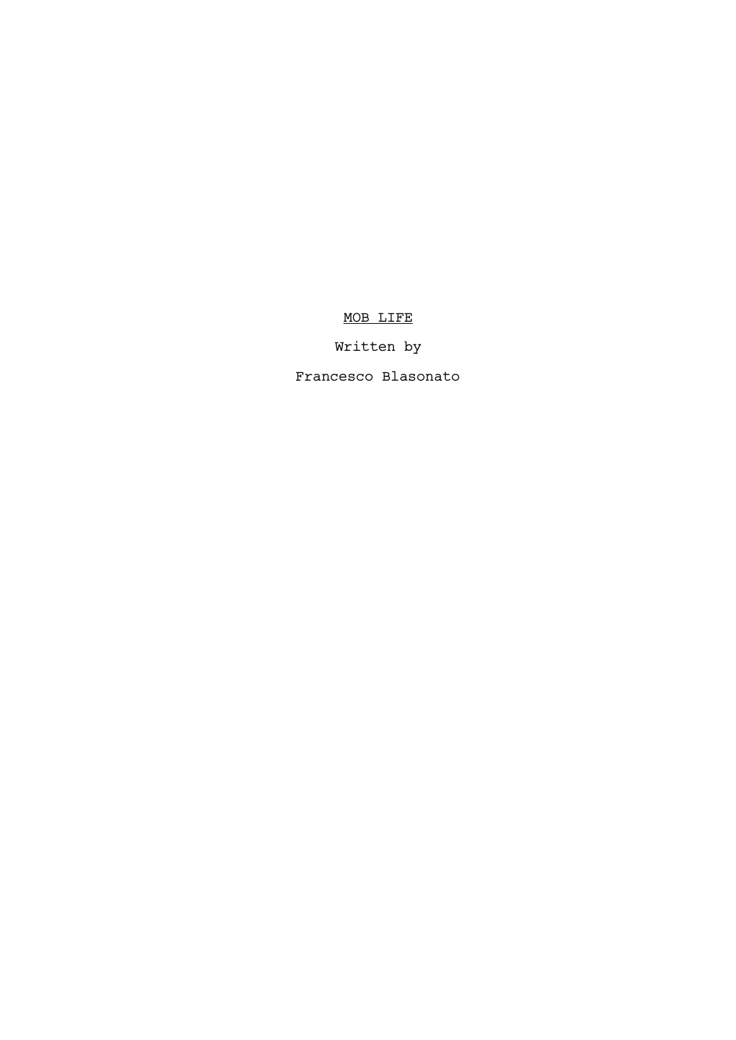# MOB LIFE

Written by

Francesco Blasonato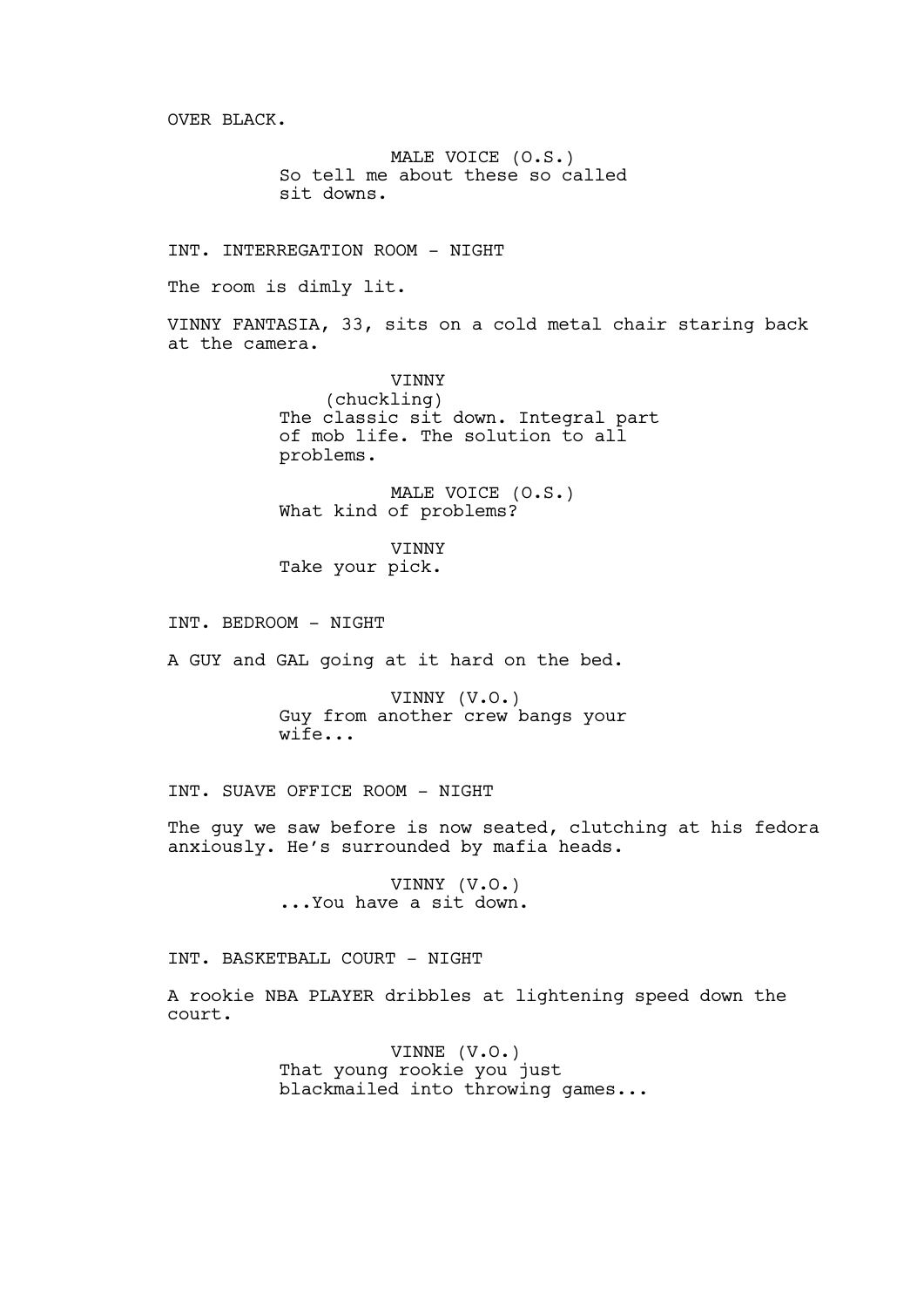OVER BLACK.

MALE VOICE (O.S.)
So tell me about these so called sit downs.

INT. INTERREGATION ROOM - NIGHT

The room is dimly lit.

VINNY FANTASIA, 33, sits on a cold metal chair staring back at the camera.

VINNY
(chuckling)
The classic sit down. Integral part of mob life. The solution to all problems.

MALE VOICE (O.S.)
What kind of problems?

VINNY
Take your pick.

INT. BEDROOM - NIGHT

A GUY and GAL going at it hard on the bed.

VINNY (V.O.)
Guy from another crew bangs your wife...

INT. SUAVE OFFICE ROOM - NIGHT

The guy we saw before is now seated, clutching at his fedora anxiously. He's surrounded by mafia heads.

VINNY (V.O.)
...You have a sit down.

INT. BASKETBALL COURT - NIGHT

A rookie NBA PLAYER dribbles at lightening speed down the court.

VINNE (V.O.)
That young rookie you just blackmailed into throwing games...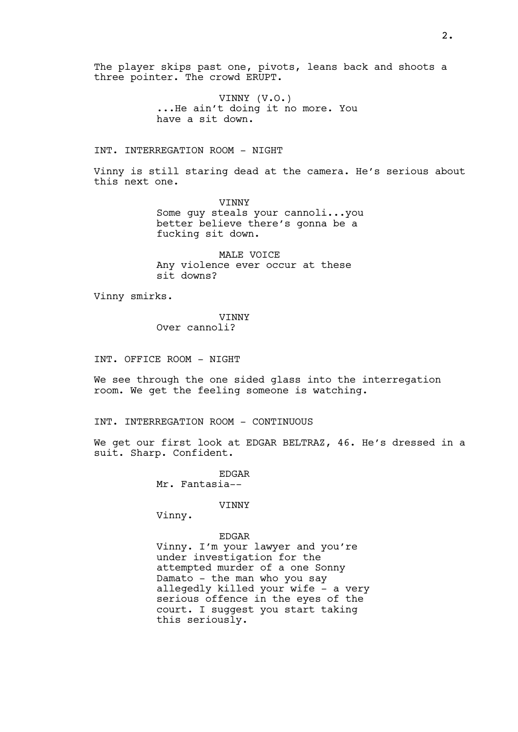The player skips past one, pivots, leans back and shoots a three pointer. The crowd ERUPT.

VINNY (V.O.)
...He ain't doing it no more. You have a sit down.

INT. INTERREGATION ROOM - NIGHT

Vinny is still staring dead at the camera. He's serious about this next one.

VINNY
Some guy steals your cannoli...you better believe there's gonna be a fucking sit down.

MALE VOICE
Any violence ever occur at these sit downs?

Vinny smirks.

VINNY
Over cannoli?

INT. OFFICE ROOM - NIGHT

We see through the one sided glass into the interregation room. We get the feeling someone is watching.

INT. INTERREGATION ROOM - CONTINUOUS

We get our first look at EDGAR BELTRAZ, 46. He's dressed in a suit. Sharp. Confident.

EDGAR
Mr. Fantasia--

VINNY
Vinny.

EDGAR
Vinny. I'm your lawyer and you're under investigation for the attempted murder of a one Sonny Damato - the man who you say allegedly killed your wife - a very serious offence in the eyes of the court. I suggest you start taking this seriously.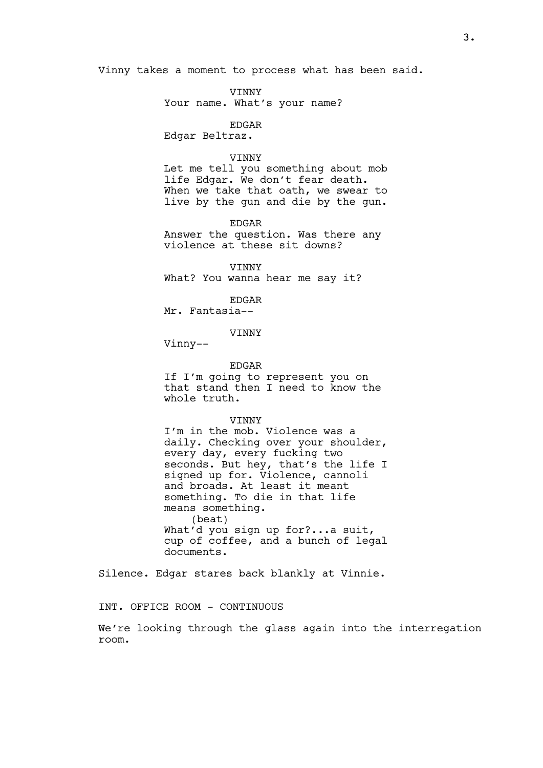Vinny takes a moment to process what has been said.

VINNY
Your name. What's your name?

EDGAR
Edgar Beltraz.

VINNY
Let me tell you something about mob life Edgar. We don't fear death. When we take that oath, we swear to live by the gun and die by the gun.

EDGAR
Answer the question. Was there any violence at these sit downs?

VINNY
What? You wanna hear me say it?

EDGAR
Mr. Fantasia--

VINNY
Vinny--

EDGAR
If I'm going to represent you on that stand then I need to know the whole truth.

VINNY
I'm in the mob. Violence was a daily. Checking over your shoulder, every day, every fucking two seconds. But hey, that's the life I signed up for. Violence, cannoli and broads. At least it meant something. To die in that life means something.
(beat)
What'd you sign up for?...a suit, cup of coffee, and a bunch of legal documents.

Silence. Edgar stares back blankly at Vinnie.

INT. OFFICE ROOM - CONTINUOUS

We're looking through the glass again into the interregation room.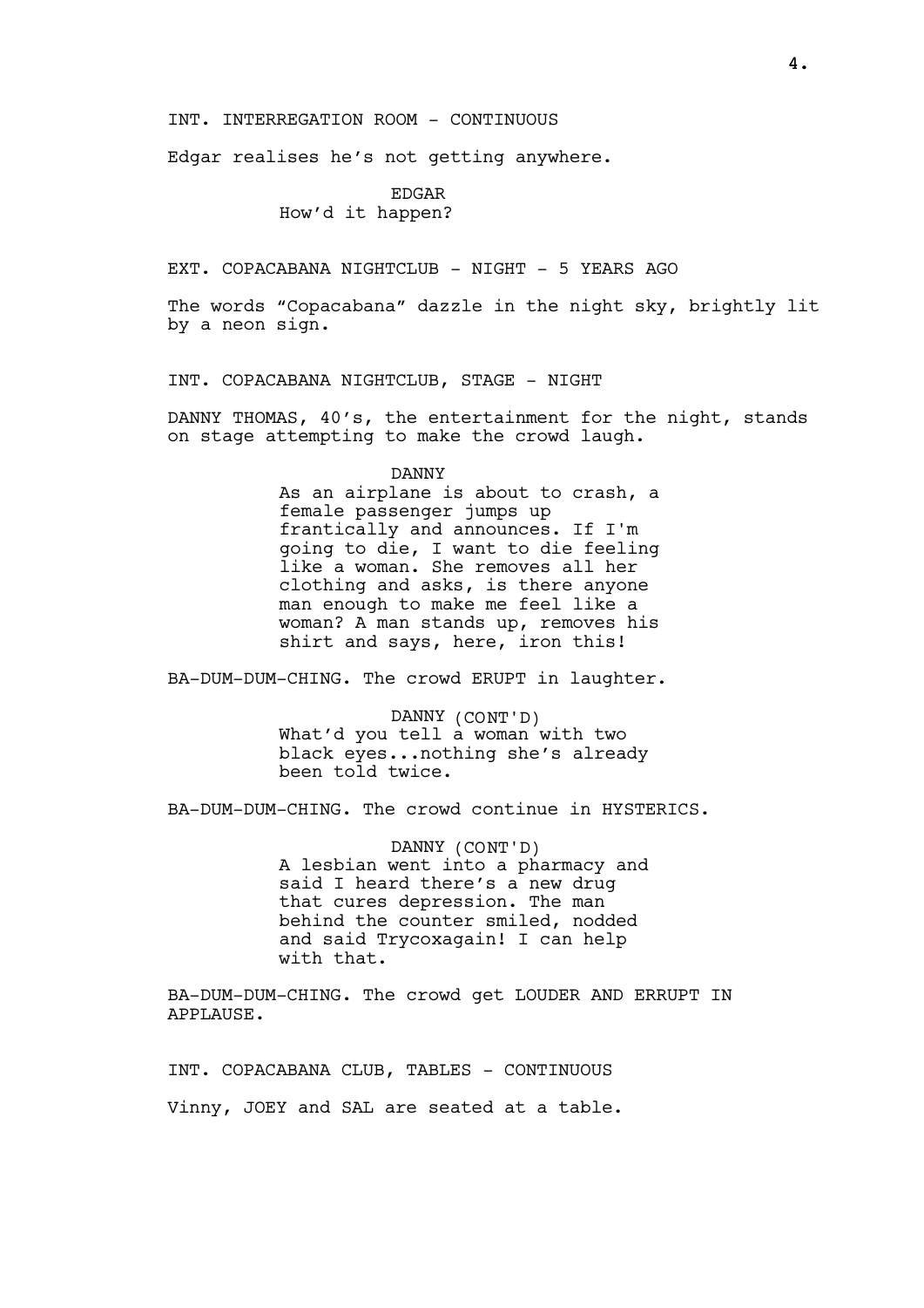INT. INTERREGATION ROOM - CONTINUOUS

Edgar realises he's not getting anywhere.

EDGAR
How'd it happen?

EXT. COPACABANA NIGHTCLUB - NIGHT - 5 YEARS AGO

The words "Copacabana" dazzle in the night sky, brightly lit by a neon sign.

INT. COPACABANA NIGHTCLUB, STAGE - NIGHT

DANNY THOMAS, 40's, the entertainment for the night, stands on stage attempting to make the crowd laugh.

DANNY
As an airplane is about to crash, a female passenger jumps up frantically and announces. If I'm going to die, I want to die feeling like a woman. She removes all her clothing and asks, is there anyone man enough to make me feel like a woman? A man stands up, removes his shirt and says, here, iron this!

BA-DUM-DUM-CHING. The crowd ERUPT in laughter.

DANNY (CONT'D)
What'd you tell a woman with two black eyes...nothing she's already been told twice.

BA-DUM-DUM-CHING. The crowd continue in HYSTERICS.

DANNY (CONT'D)
A lesbian went into a pharmacy and said I heard there's a new drug that cures depression. The man behind the counter smiled, nodded and said Trycoxagain! I can help with that.

BA-DUM-DUM-CHING. The crowd get LOUDER AND ERRUPT IN APPLAUSE.

INT. COPACABANA CLUB, TABLES - CONTINUOUS

Vinny, JOEY and SAL are seated at a table.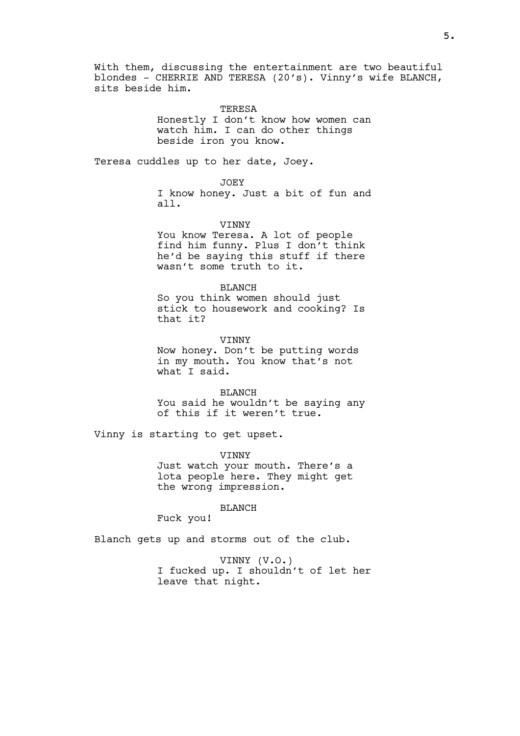With them, discussing the entertainment are two beautiful blondes - CHERRIE AND TERESA (20's). Vinny's wife BLANCH, sits beside him.

TERESA
Honestly I don't know how women can watch him. I can do other things beside iron you know.

Teresa cuddles up to her date, Joey.

JOEY
I know honey. Just a bit of fun and all.

VINNY
You know Teresa. A lot of people find him funny. Plus I don't think he'd be saying this stuff if there wasn't some truth to it.

BLANCH
So you think women should just stick to housework and cooking? Is that it?

VINNY
Now honey. Don't be putting words in my mouth. You know that's not what I said.

BLANCH
You said he wouldn't be saying any of this if it weren't true.

Vinny is starting to get upset.

VINNY
Just watch your mouth. There's a lota people here. They might get the wrong impression.

BLANCH
Fuck you!

Blanch gets up and storms out of the club.

VINNY (V.O.)
I fucked up. I shouldn't of let her leave that night.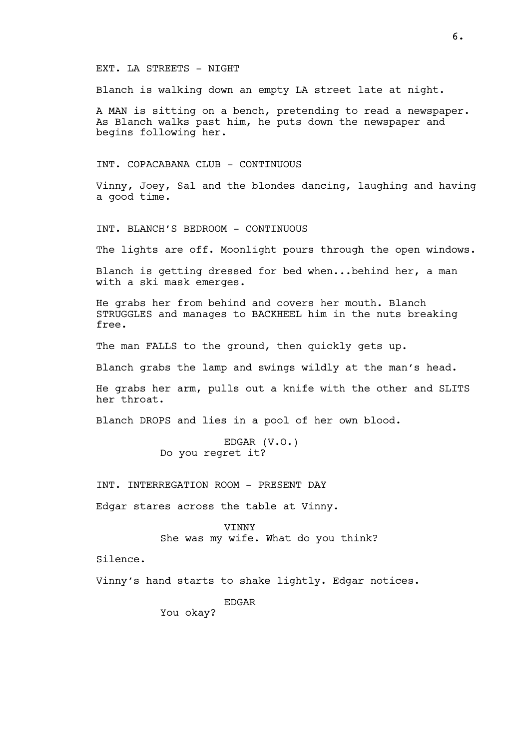EXT. LA STREETS - NIGHT

Blanch is walking down an empty LA street late at night.

A MAN is sitting on a bench, pretending to read a newspaper. As Blanch walks past him, he puts down the newspaper and begins following her.

INT. COPACABANA CLUB - CONTINUOUS

Vinny, Joey, Sal and the blondes dancing, laughing and having a good time.

INT. BLANCH'S BEDROOM - CONTINUOUS

The lights are off. Moonlight pours through the open windows.

Blanch is getting dressed for bed when...behind her, a man with a ski mask emerges.

He grabs her from behind and covers her mouth. Blanch STRUGGLES and manages to BACKHEEL him in the nuts breaking free.

The man FALLS to the ground, then quickly gets up.

Blanch grabs the lamp and swings wildly at the man's head.

He grabs her arm, pulls out a knife with the other and SLITS her throat.

Blanch DROPS and lies in a pool of her own blood.

EDGAR (V.O.)
Do you regret it?

INT. INTERREGATION ROOM - PRESENT DAY

Edgar stares across the table at Vinny.

VINNY
She was my wife. What do you think?

Silence.

Vinny's hand starts to shake lightly. Edgar notices.

EDGAR
You okay?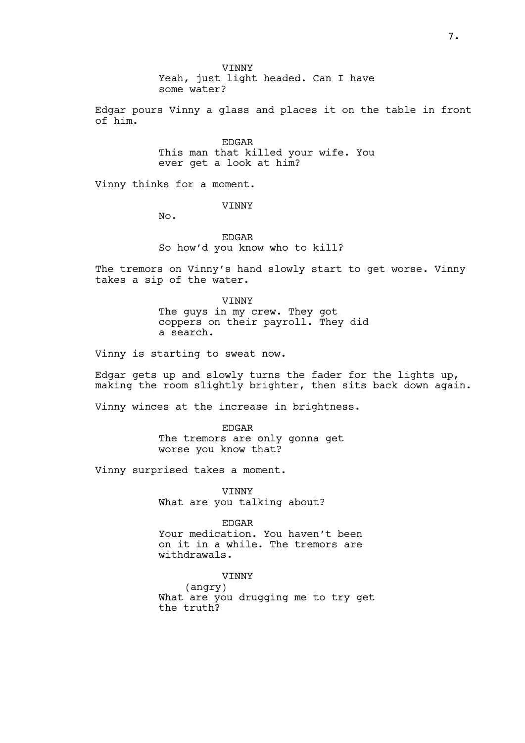VINNY
Yeah, just light headed. Can I have some water?

Edgar pours Vinny a glass and places it on the table in front of him.

EDGAR
This man that killed your wife. You ever get a look at him?

Vinny thinks for a moment.

VINNY
No.

EDGAR
So how'd you know who to kill?

The tremors on Vinny's hand slowly start to get worse. Vinny takes a sip of the water.

VINNY
The guys in my crew. They got coppers on their payroll. They did a search.

Vinny is starting to sweat now.

Edgar gets up and slowly turns the fader for the lights up, making the room slightly brighter, then sits back down again.

Vinny winces at the increase in brightness.

EDGAR
The tremors are only gonna get worse you know that?

Vinny surprised takes a moment.

VINNY
What are you talking about?

EDGAR
Your medication. You haven't been on it in a while. The tremors are withdrawals.

VINNY
(angry)
What are you drugging me to try get the truth?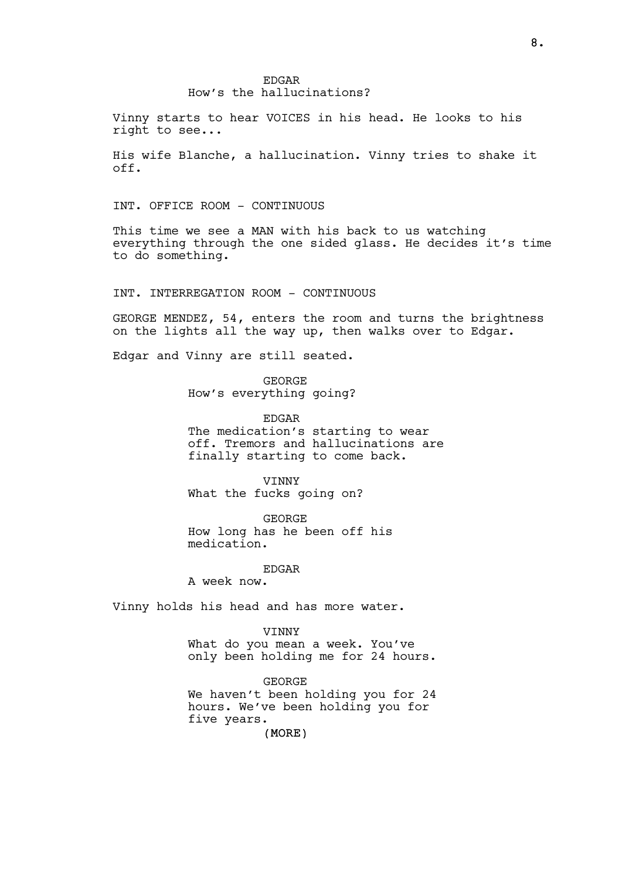EDGAR
How's the hallucinations?

Vinny starts to hear VOICES in his head. He looks to his right to see...

His wife Blanche, a hallucination. Vinny tries to shake it off.

INT. OFFICE ROOM - CONTINUOUS

This time we see a MAN with his back to us watching everything through the one sided glass. He decides it's time to do something.

INT. INTERREGATION ROOM - CONTINUOUS

GEORGE MENDEZ, 54, enters the room and turns the brightness on the lights all the way up, then walks over to Edgar.

Edgar and Vinny are still seated.

GEORGE
How's everything going?

EDGAR
The medication's starting to wear off. Tremors and hallucinations are finally starting to come back.

VINNY
What the fucks going on?

GEORGE
How long has he been off his medication.

EDGAR
A week now.

Vinny holds his head and has more water.

VINNY
What do you mean a week. You've only been holding me for 24 hours.

GEORGE
We haven't been holding you for 24 hours. We've been holding you for five years.
(MORE)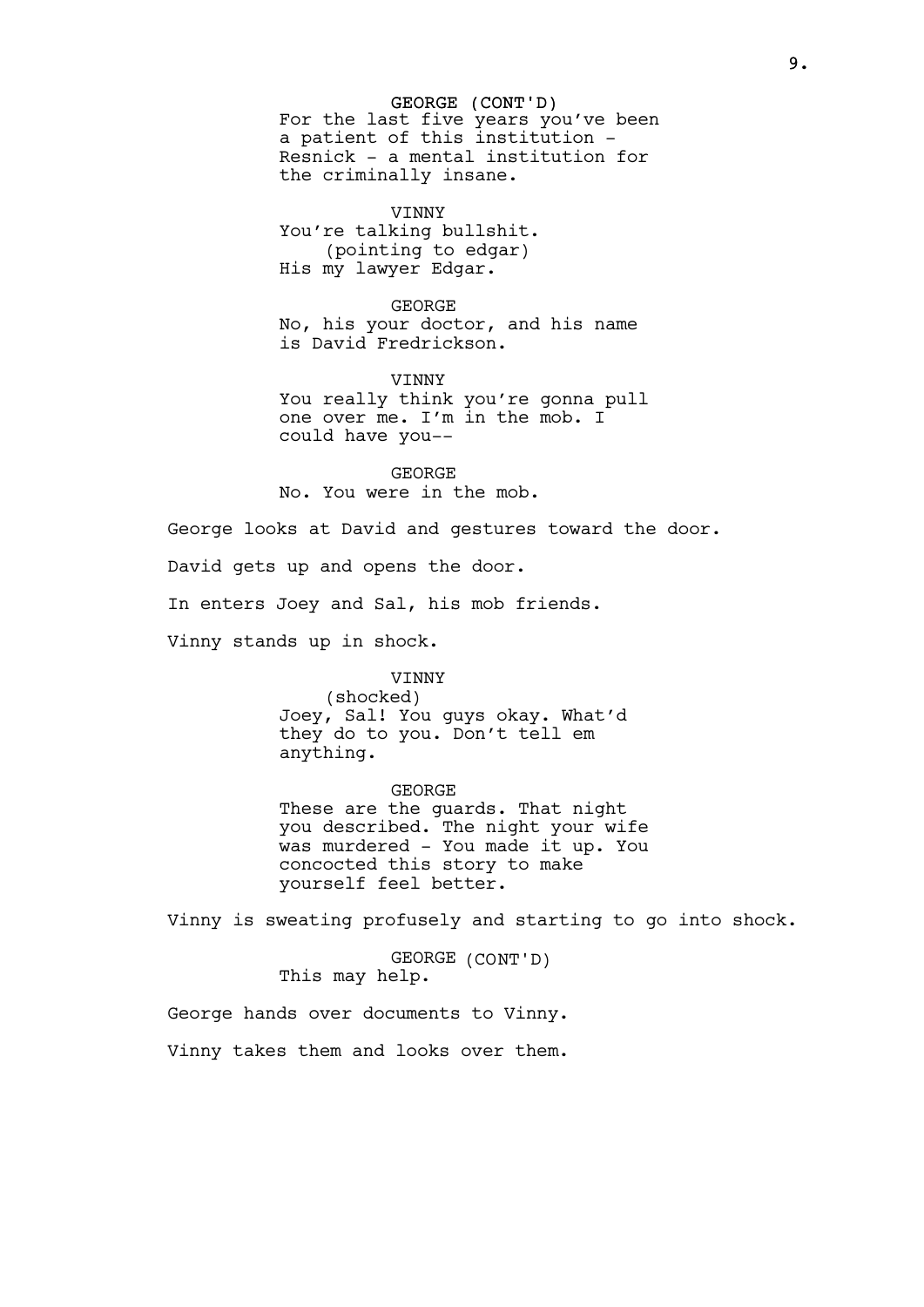GEORGE (CONT'D)
For the last five years you've been a patient of this institution - Resnick - a mental institution for the criminally insane.

VINNY
You're talking bullshit.
(pointing to edgar)
His my lawyer Edgar.

GEORGE
No, his your doctor, and his name is David Fredrickson.

VINNY
You really think you're gonna pull one over me. I'm in the mob. I could have you--

GEORGE
No. You were in the mob.

George looks at David and gestures toward the door.

David gets up and opens the door.

In enters Joey and Sal, his mob friends.

Vinny stands up in shock.

VINNY
(shocked)
Joey, Sal! You guys okay. What'd they do to you. Don't tell em anything.

GEORGE
These are the guards. That night you described. The night your wife was murdered - You made it up. You concocted this story to make yourself feel better.

Vinny is sweating profusely and starting to go into shock.

GEORGE (CONT'D)
This may help.

George hands over documents to Vinny.

Vinny takes them and looks over them.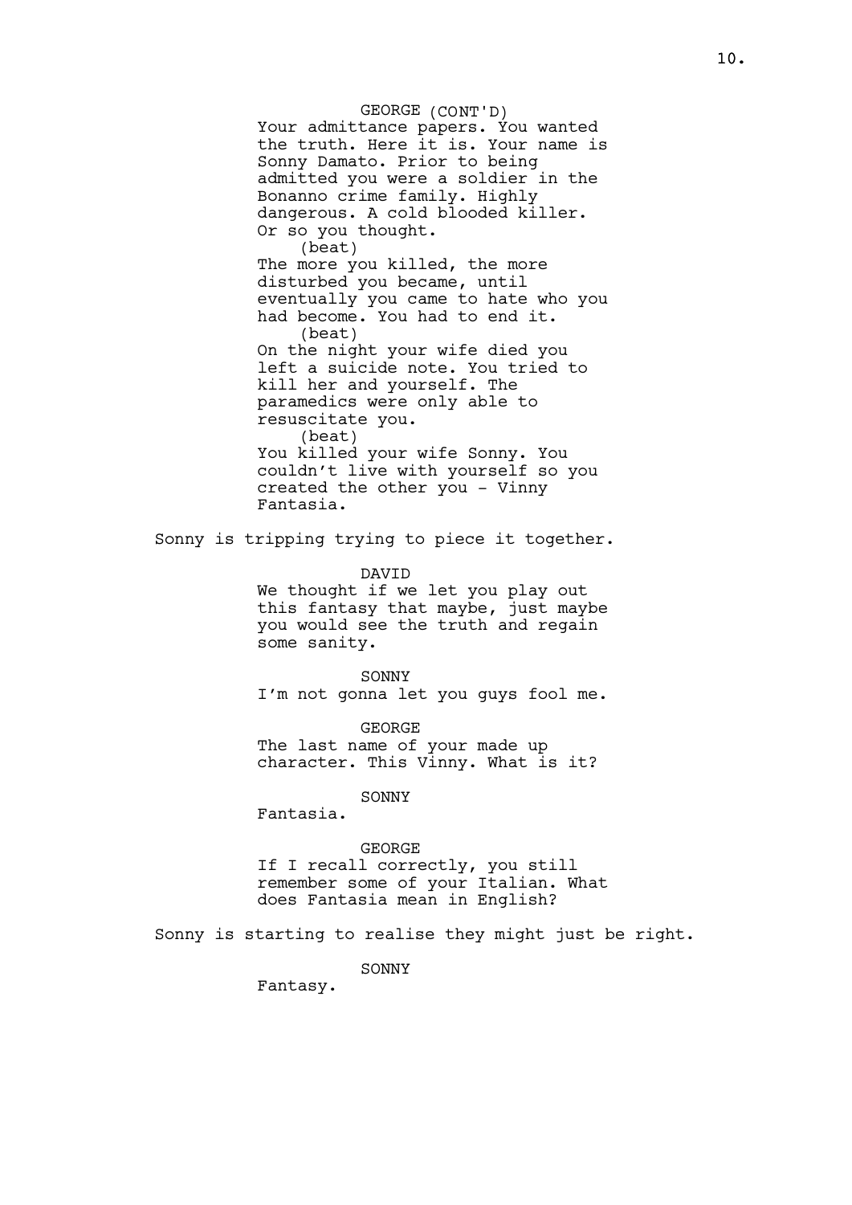GEORGE (CONT'D)
Your admittance papers. You wanted the truth. Here it is. Your name is Sonny Damato. Prior to being admitted you were a soldier in the Bonanno crime family. Highly dangerous. A cold blooded killer. Or so you thought.
(beat)
The more you killed, the more disturbed you became, until eventually you came to hate who you had become. You had to end it.
(beat)
On the night your wife died you left a suicide note. You tried to kill her and yourself. The paramedics were only able to resuscitate you.
(beat)
You killed your wife Sonny. You couldn't live with yourself so you created the other you - Vinny Fantasia.

Sonny is tripping trying to piece it together.

DAVID
We thought if we let you play out this fantasy that maybe, just maybe you would see the truth and regain some sanity.

SONNY
I'm not gonna let you guys fool me.

GEORGE
The last name of your made up character. This Vinny. What is it?

SONNY
Fantasia.

GEORGE
If I recall correctly, you still remember some of your Italian. What does Fantasia mean in English?

Sonny is starting to realise they might just be right.

SONNY
Fantasy.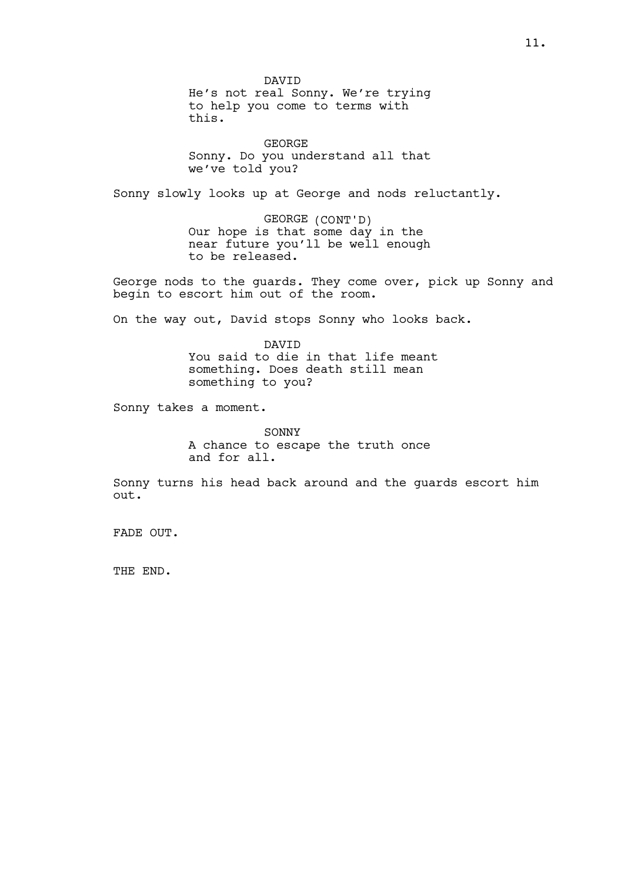DAVID

He's not real Sonny. We're trying to help you come to terms with this.

GEORGE

Sonny. Do you understand all that we've told you?

Sonny slowly looks up at George and nods reluctantly.

GEORGE (CONT'D)

Our hope is that some day in the near future you'll be well enough to be released.

George nods to the guards. They come over, pick up Sonny and begin to escort him out of the room.

On the way out, David stops Sonny who looks back.

DAVID

You said to die in that life meant something. Does death still mean something to you?

Sonny takes a moment.

SONNY

A chance to escape the truth once and for all.

Sonny turns his head back around and the guards escort him out.

FADE OUT.

THE END.